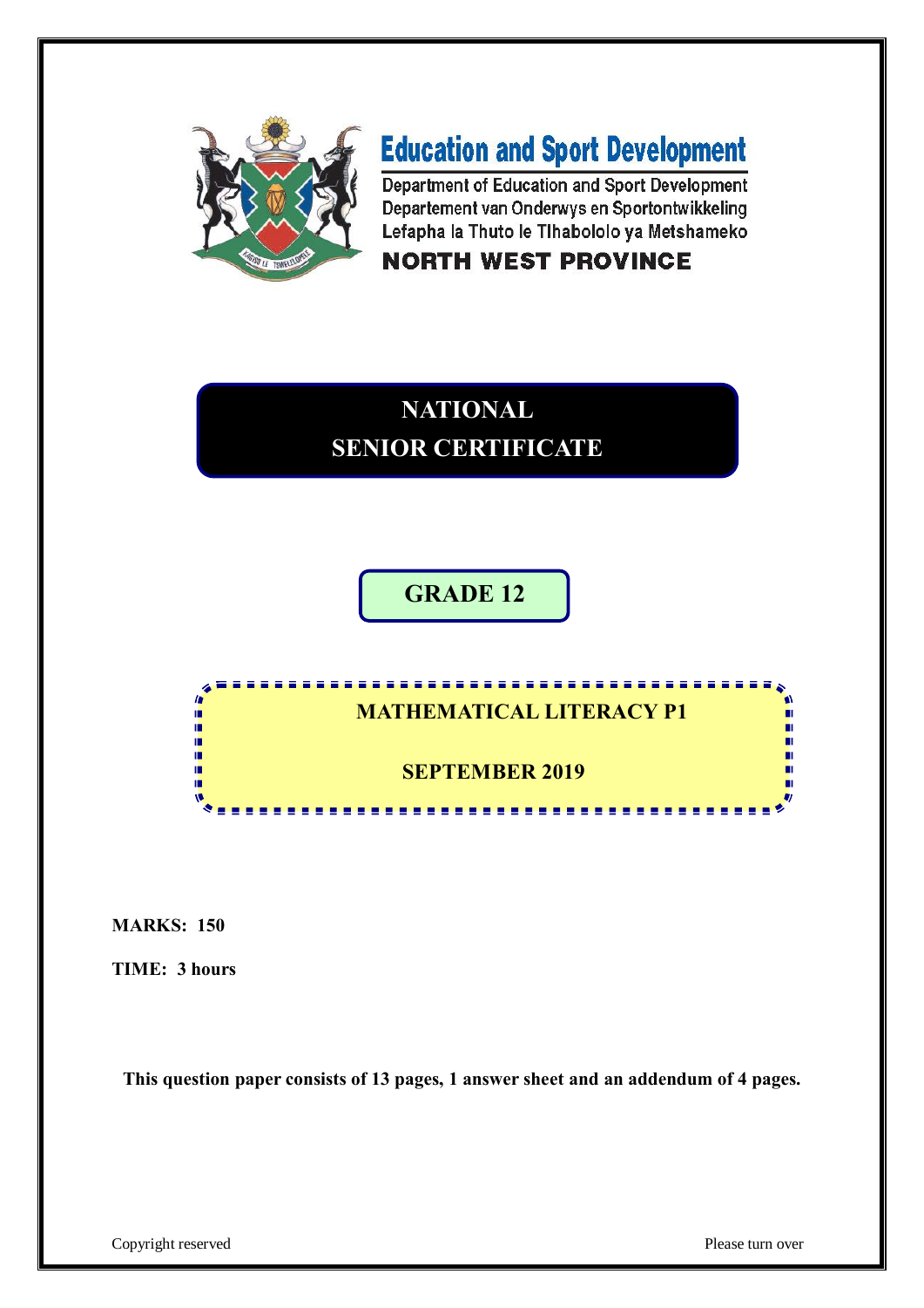# Education and Sport Development

Department of Education and Sport Development
Departement van Onderwys en Sportontwikkeling
Lefapha la Thuto le Tlhabololo ya Metshameko

**NORTH WEST PROVINCE**

# NATIONAL SENIOR CERTIFICATE

## GRADE 12

## MATHEMATICAL LITERACY P1

## SEPTEMBER 2019

**MARKS: 150**

**TIME: 3 hours**

**This question paper consists of 13 pages, 1 answer sheet and an addendum of 4 pages.**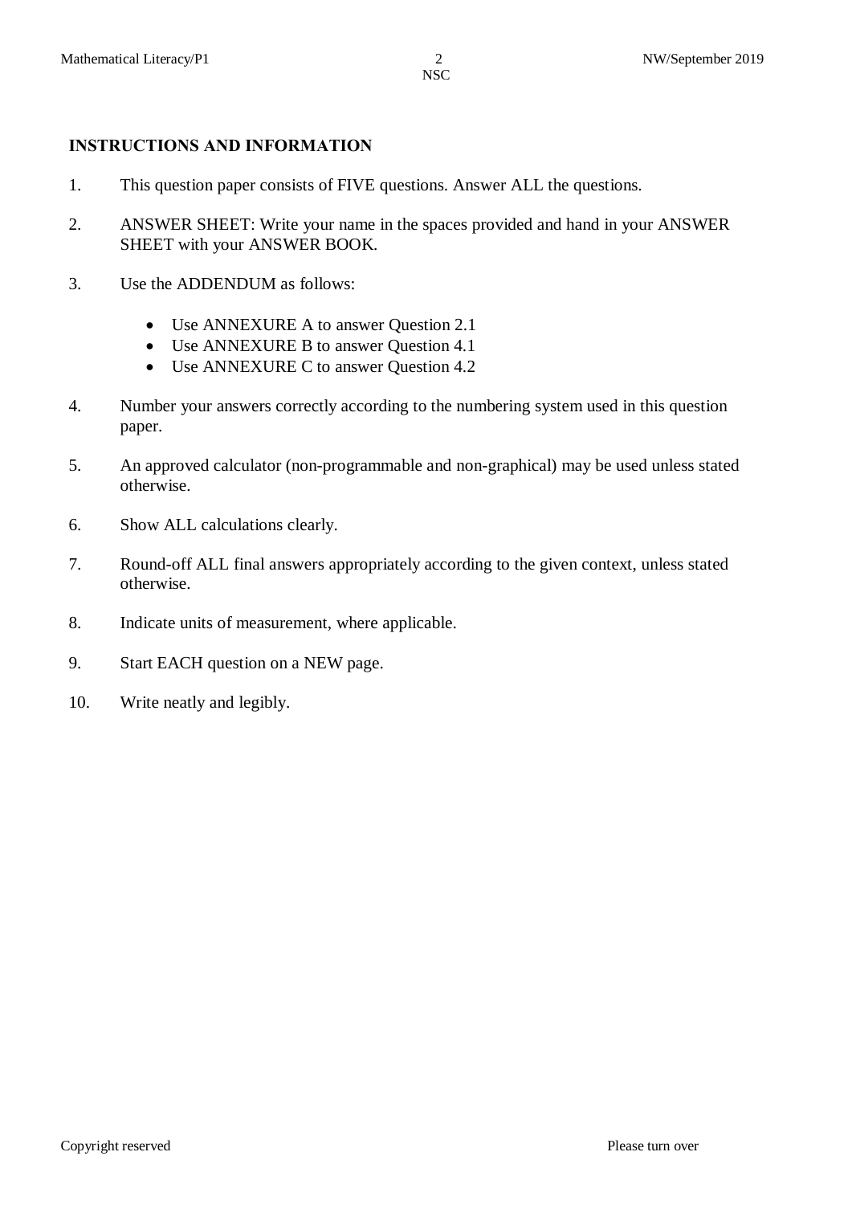## INSTRUCTIONS AND INFORMATION

1. This question paper consists of FIVE questions. Answer ALL the questions.

2. ANSWER SHEET: Write your name in the spaces provided and hand in your ANSWER SHEET with your ANSWER BOOK.

3. Use the ADDENDUM as follows:

   - Use ANNEXURE A to answer Question 2.1
   - Use ANNEXURE B to answer Question 4.1
   - Use ANNEXURE C to answer Question 4.2

4. Number your answers correctly according to the numbering system used in this question paper.

5. An approved calculator (non-programmable and non-graphical) may be used unless stated otherwise.

6. Show ALL calculations clearly.

7. Round-off ALL final answers appropriately according to the given context, unless stated otherwise.

8. Indicate units of measurement, where applicable.

9. Start EACH question on a NEW page.

10. Write neatly and legibly.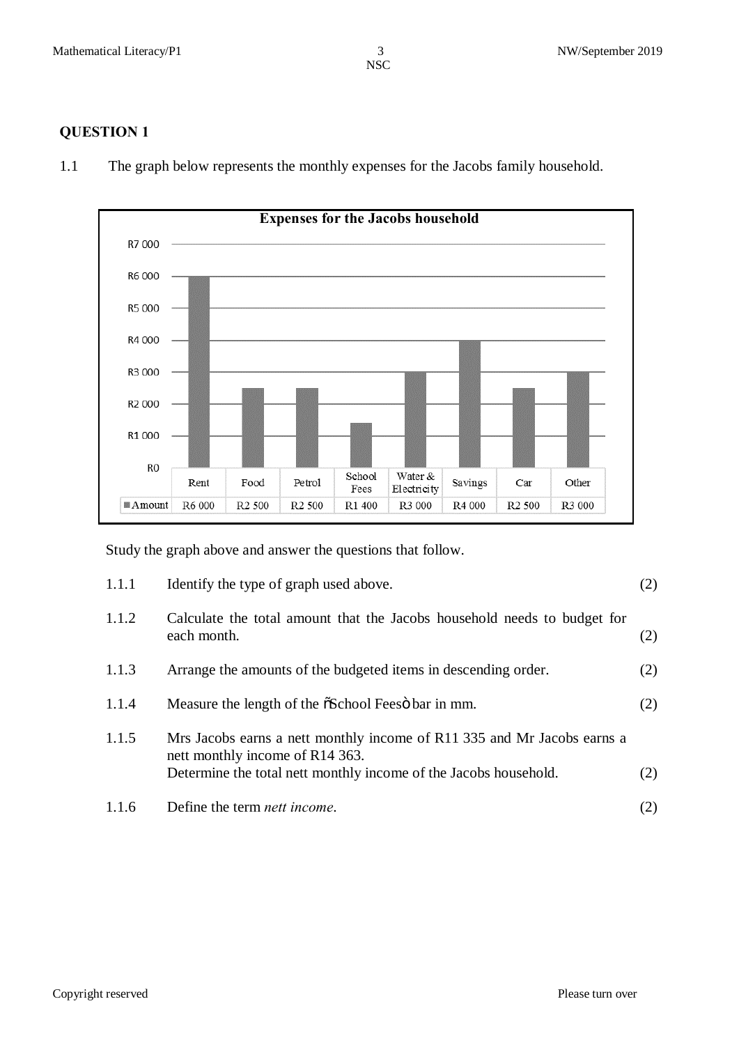## QUESTION 1

1.1 The graph below represents the monthly expenses for the Jacobs family household.

**Expenses for the Jacobs household**

| | Rent | Food | Petrol | School Fees | Water & Electricity | Savings | Car | Other |
|---|---|---|---|---|---|---|---|---|
| Amount | R6 000 | R2 500 | R2 500 | R1 400 | R3 000 | R4 000 | R2 500 | R3 000 |

Study the graph above and answer the questions that follow.

1.1.1 Identify the type of graph used above. (2)

1.1.2 Calculate the total amount that the Jacobs household needs to budget for each month. (2)

1.1.3 Arrange the amounts of the budgeted items in descending order. (2)

1.1.4 Measure the length of the "School Fees" bar in mm. (2)

1.1.5 Mrs Jacobs earns a nett monthly income of R11 335 and Mr Jacobs earns a nett monthly income of R14 363.
Determine the total nett monthly income of the Jacobs household. (2)

1.1.6 Define the term *nett income*. (2)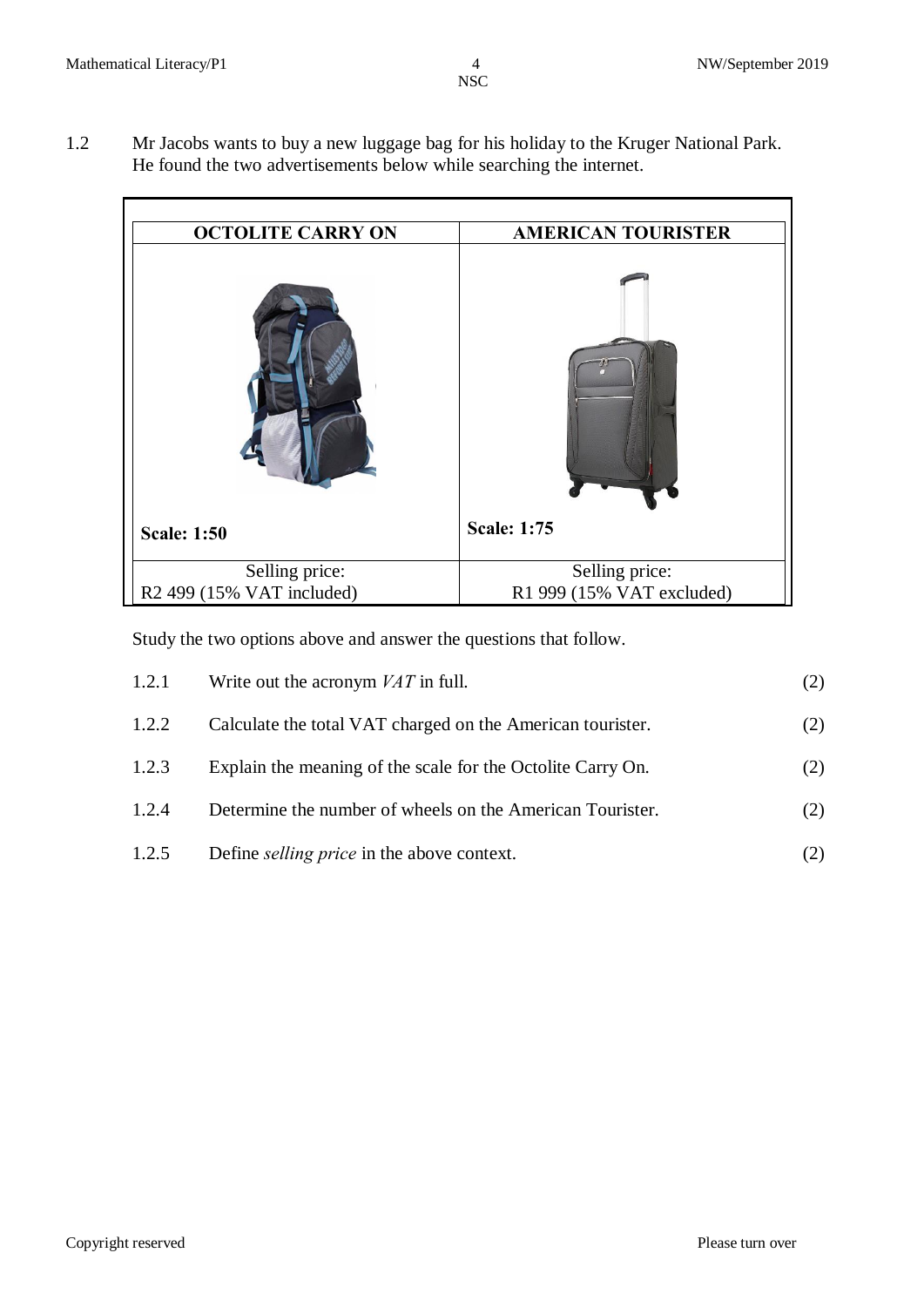1.2 Mr Jacobs wants to buy a new luggage bag for his holiday to the Kruger National Park. He found the two advertisements below while searching the internet.

| OCTOLITE CARRY ON | AMERICAN TOURISTER |
|---|---|
| **Scale: 1:50** | **Scale: 1:75** |
| Selling price: R2 499 (15% VAT included) | Selling price: R1 999 (15% VAT excluded) |

Study the two options above and answer the questions that follow.

| | | |
|---|---|---|
| 1.2.1 | Write out the acronym *VAT* in full. | (2) |
| 1.2.2 | Calculate the total VAT charged on the American tourister. | (2) |
| 1.2.3 | Explain the meaning of the scale for the Octolite Carry On. | (2) |
| 1.2.4 | Determine the number of wheels on the American Tourister. | (2) |
| 1.2.5 | Define *selling price* in the above context. | (2) |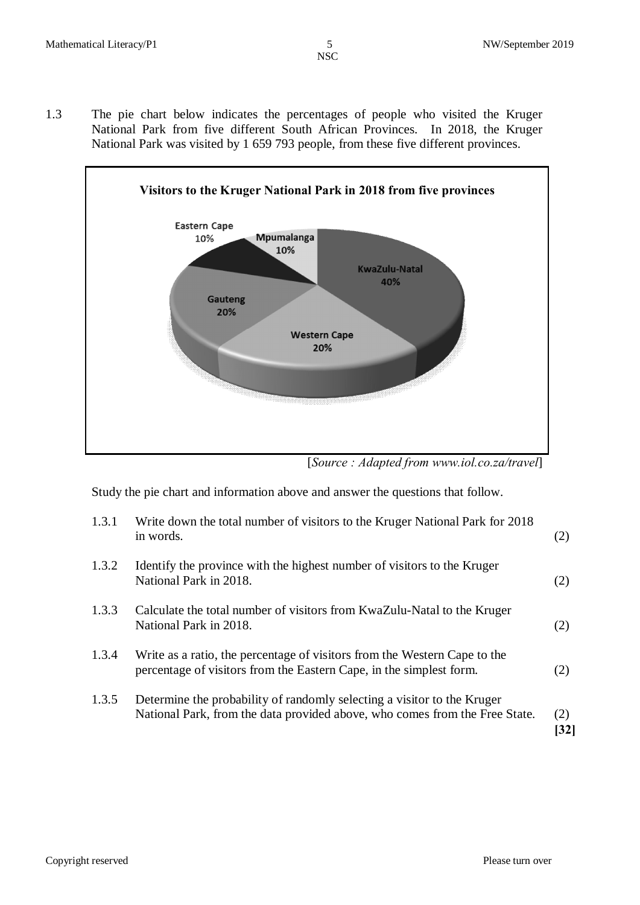1.3 The pie chart below indicates the percentages of people who visited the Kruger National Park from five different South African Provinces. In 2018, the Kruger National Park was visited by 1 659 793 people, from these five different provinces.

**Visitors to the Kruger National Park in 2018 from five provinces**

| Province | Percentage |
|---|---|
| KwaZulu-Natal | 40% |
| Western Cape | 20% |
| Gauteng | 20% |
| Eastern Cape | 10% |
| Mpumalanga | 10% |

[*Source : Adapted from www.iol.co.za/travel*]

Study the pie chart and information above and answer the questions that follow.

1.3.1 Write down the total number of visitors to the Kruger National Park for 2018 in words. (2)

1.3.2 Identify the province with the highest number of visitors to the Kruger National Park in 2018. (2)

1.3.3 Calculate the total number of visitors from KwaZulu-Natal to the Kruger National Park in 2018. (2)

1.3.4 Write as a ratio, the percentage of visitors from the Western Cape to the percentage of visitors from the Eastern Cape, in the simplest form. (2)

1.3.5 Determine the probability of randomly selecting a visitor to the Kruger National Park, from the data provided above, who comes from the Free State. (2)

**[32]**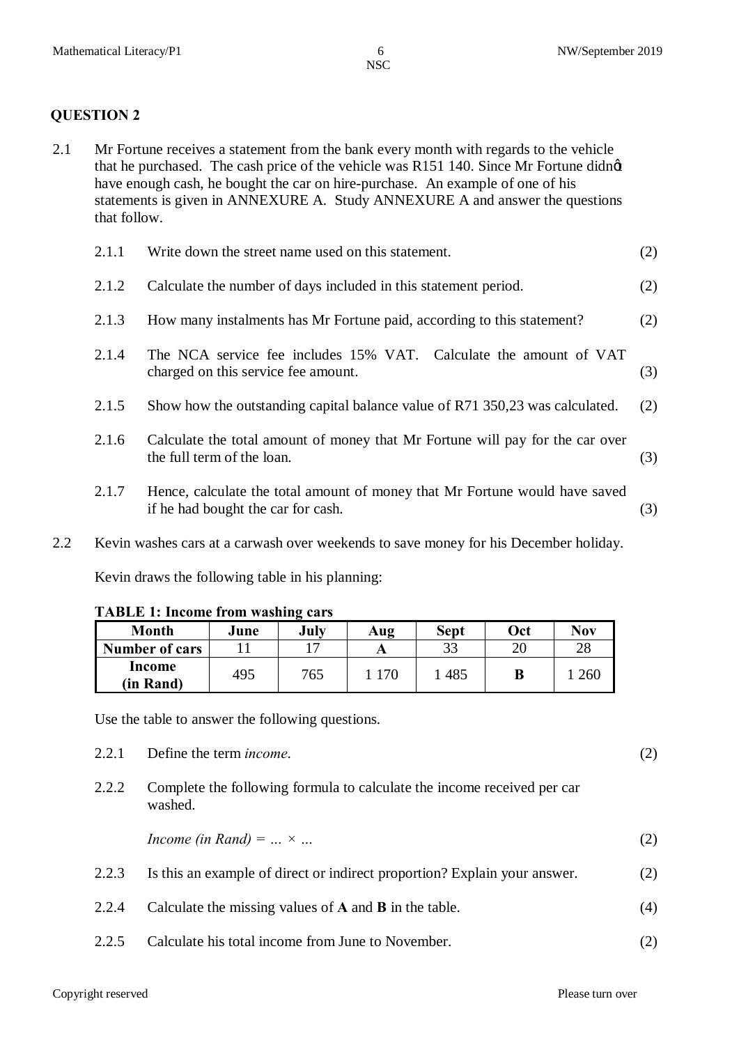## QUESTION 2

2.1 Mr Fortune receives a statement from the bank every month with regards to the vehicle that he purchased. The cash price of the vehicle was R151 140. Since Mr Fortune didn't have enough cash, he bought the car on hire-purchase. An example of one of his statements is given in ANNEXURE A. Study ANNEXURE A and answer the questions that follow.

| | | |
|---|---|---|
| 2.1.1 | Write down the street name used on this statement. | (2) |
| 2.1.2 | Calculate the number of days included in this statement period. | (2) |
| 2.1.3 | How many instalments has Mr Fortune paid, according to this statement? | (2) |
| 2.1.4 | The NCA service fee includes 15% VAT. Calculate the amount of VAT charged on this service fee amount. | (3) |
| 2.1.5 | Show how the outstanding capital balance value of R71 350,23 was calculated. | (2) |
| 2.1.6 | Calculate the total amount of money that Mr Fortune will pay for the car over the full term of the loan. | (3) |
| 2.1.7 | Hence, calculate the total amount of money that Mr Fortune would have saved if he had bought the car for cash. | (3) |

2.2 Kevin washes cars at a carwash over weekends to save money for his December holiday.

Kevin draws the following table in his planning:

**TABLE 1: Income from washing cars**

| Month | June | July | Aug | Sept | Oct | Nov |
|---|---|---|---|---|---|---|
| Number of cars | 11 | 17 | **A** | 33 | 20 | 28 |
| Income (in Rand) | 495 | 765 | 1 170 | 1 485 | **B** | 1 260 |

Use the table to answer the following questions.

| | | |
|---|---|---|
| 2.2.1 | Define the term *income*. | (2) |
| 2.2.2 | Complete the following formula to calculate the income received per car washed.<br><br>*Income (in Rand) = ... × ...* | (2) |
| 2.2.3 | Is this an example of direct or indirect proportion? Explain your answer. | (2) |
| 2.2.4 | Calculate the missing values of **A** and **B** in the table. | (4) |
| 2.2.5 | Calculate his total income from June to November. | (2) |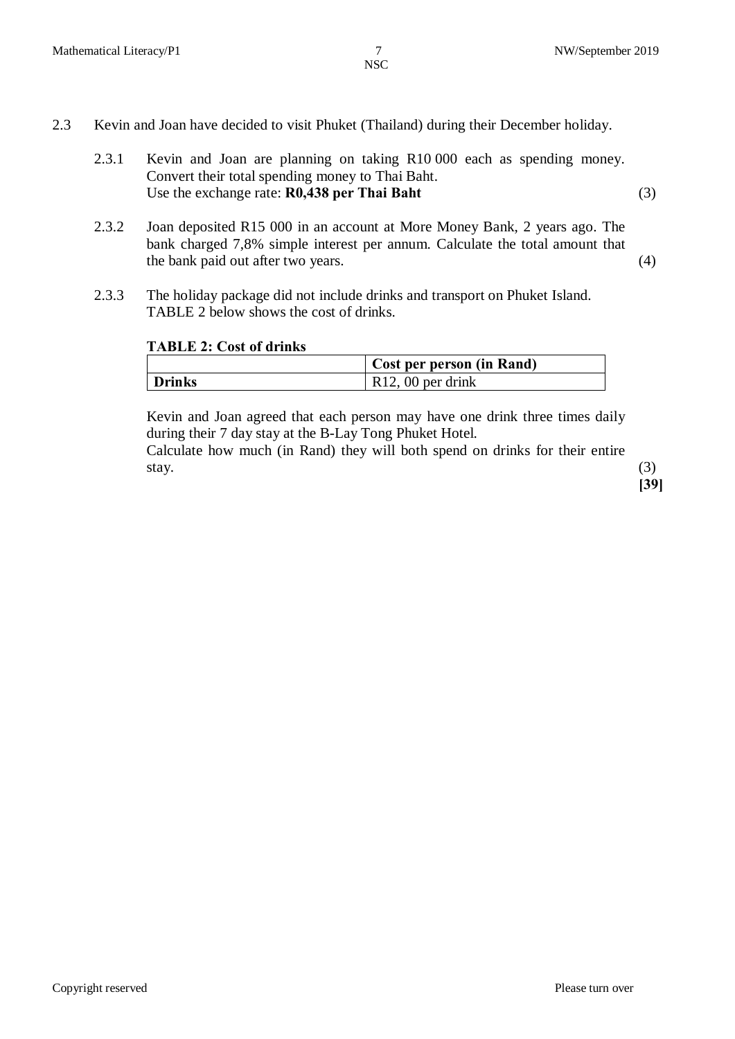2.3 Kevin and Joan have decided to visit Phuket (Thailand) during their December holiday.

2.3.1 Kevin and Joan are planning on taking R10 000 each as spending money. Convert their total spending money to Thai Baht.
Use the exchange rate: **R0,438 per Thai Baht** (3)

2.3.2 Joan deposited R15 000 in an account at More Money Bank, 2 years ago. The bank charged 7,8% simple interest per annum. Calculate the total amount that the bank paid out after two years. (4)

2.3.3 The holiday package did not include drinks and transport on Phuket Island.
TABLE 2 below shows the cost of drinks.

**TABLE 2: Cost of drinks**

| | **Cost per person (in Rand)** |
|---|---|
| **Drinks** | R12, 00 per drink |

Kevin and Joan agreed that each person may have one drink three times daily during their 7 day stay at the B-Lay Tong Phuket Hotel.
Calculate how much (in Rand) they will both spend on drinks for their entire stay. (3)

**[39]**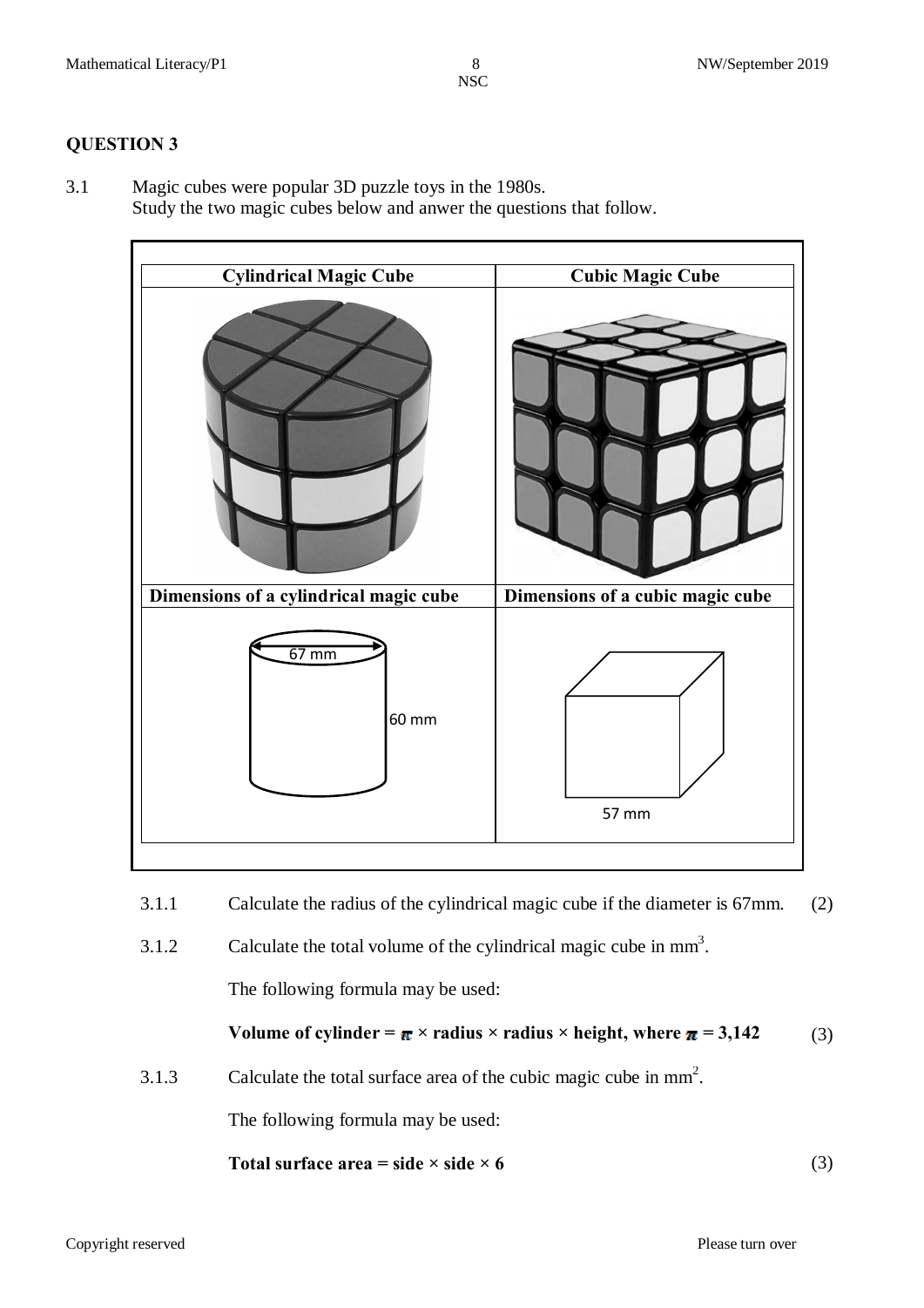## QUESTION 3

3.1 Magic cubes were popular 3D puzzle toys in the 1980s.
Study the two magic cubes below and anwer the questions that follow.

| Cylindrical Magic Cube | Cubic Magic Cube |
|---|---|
| | |
| **Dimensions of a cylindrical magic cube** | **Dimensions of a cubic magic cube** |
| 67 mm; 60 mm | 57 mm |

3.1.1 Calculate the radius of the cylindrical magic cube if the diameter is 67mm. (2)

3.1.2 Calculate the total volume of the cylindrical magic cube in $mm^3$.

The following formula may be used:

**Volume of cylinder = $\pi$ × radius × radius × height, where $\pi$ = 3,142** (3)

3.1.3 Calculate the total surface area of the cubic magic cube in $mm^2$.

The following formula may be used:

**Total surface area = side × side × 6** (3)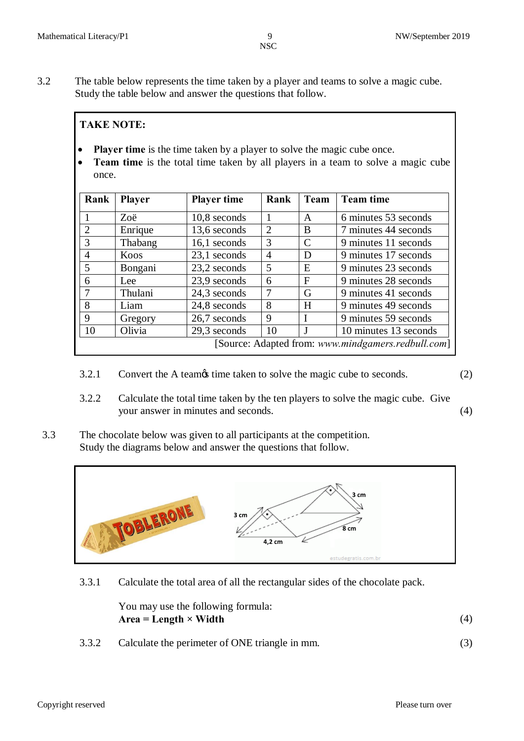3.2 The table below represents the time taken by a player and teams to solve a magic cube. Study the table below and answer the questions that follow.

**TAKE NOTE:**

- **Player time** is the time taken by a player to solve the magic cube once.
- **Team time** is the total time taken by all players in a team to solve a magic cube once.

| Rank | Player | Player time | Rank | Team | Team time |
|---|---|---|---|---|---|
| 1 | Zoë | 10,8 seconds | 1 | A | 6 minutes 53 seconds |
| 2 | Enrique | 13,6 seconds | 2 | B | 7 minutes 44 seconds |
| 3 | Thabang | 16,1 seconds | 3 | C | 9 minutes 11 seconds |
| 4 | Koos | 23,1 seconds | 4 | D | 9 minutes 17 seconds |
| 5 | Bongani | 23,2 seconds | 5 | E | 9 minutes 23 seconds |
| 6 | Lee | 23,9 seconds | 6 | F | 9 minutes 28 seconds |
| 7 | Thulani | 24,3 seconds | 7 | G | 9 minutes 41 seconds |
| 8 | Liam | 24,8 seconds | 8 | H | 9 minutes 49 seconds |
| 9 | Gregory | 26,7 seconds | 9 | I | 9 minutes 59 seconds |
| 10 | Olivia | 29,3 seconds | 10 | J | 10 minutes 13 seconds |

[Source: Adapted from: *www.mindgamers.redbull.com*]

3.2.1 Convert the A team's time taken to solve the magic cube to seconds. (2)

3.2.2 Calculate the total time taken by the ten players to solve the magic cube. Give your answer in minutes and seconds. (4)

3.3 The chocolate below was given to all participants at the competition. Study the diagrams below and answer the questions that follow.

3 cm, 3 cm, 8 cm, 4,2 cm

3.3.1 Calculate the total area of all the rectangular sides of the chocolate pack.

You may use the following formula:
**Area = Length × Width** (4)

3.3.2 Calculate the perimeter of ONE triangle in mm. (3)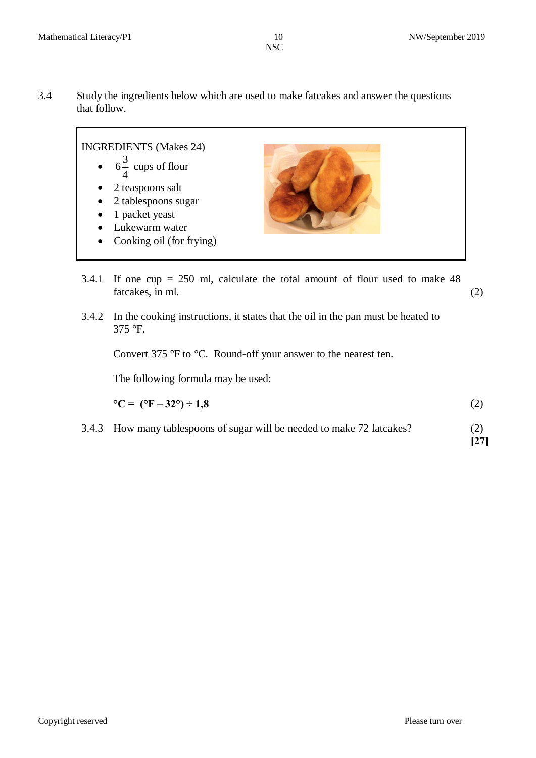3.4 Study the ingredients below which are used to make fatcakes and answer the questions that follow.

INGREDIENTS (Makes 24)

- $6\frac{3}{4}$ cups of flour
- 2 teaspoons salt
- 2 tablespoons sugar
- 1 packet yeast
- Lukewarm water
- Cooking oil (for frying)

3.4.1 If one cup = 250 ml, calculate the total amount of flour used to make 48 fatcakes, in ml. (2)

3.4.2 In the cooking instructions, it states that the oil in the pan must be heated to 375 °F.

Convert 375 °F to °C. Round-off your answer to the nearest ten.

The following formula may be used:

**°C = (°F – 32°) ÷ 1,8** (2)

3.4.3 How many tablespoons of sugar will be needed to make 72 fatcakes? (2)

**[27]**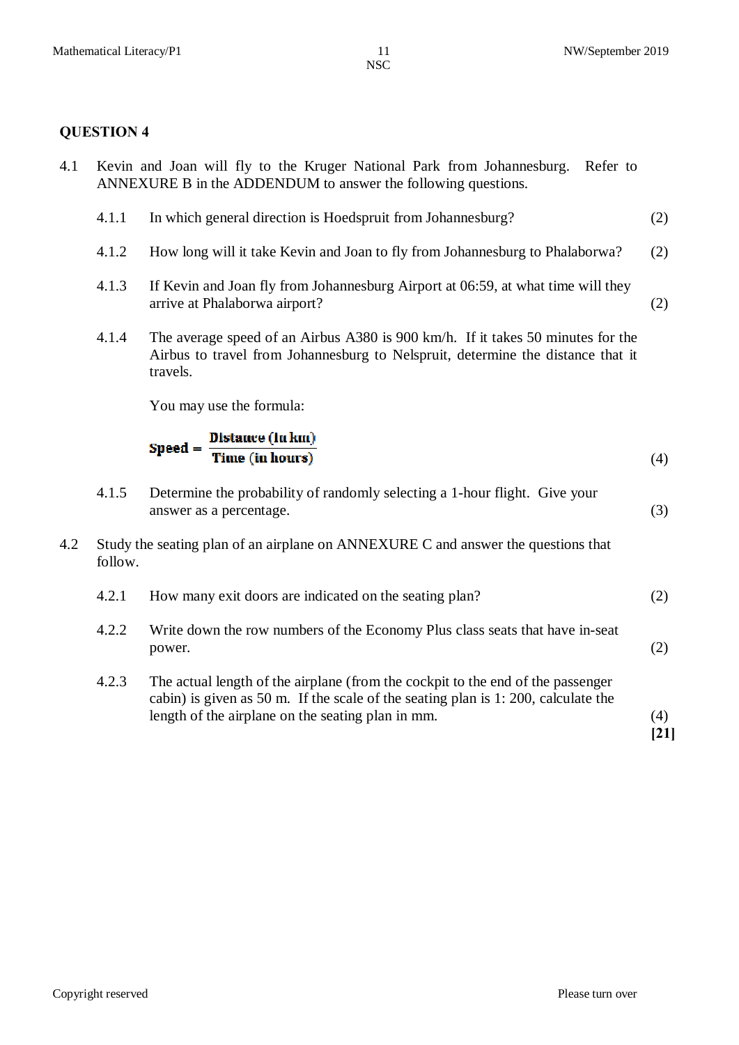## QUESTION 4

4.1 Kevin and Joan will fly to the Kruger National Park from Johannesburg. Refer to ANNEXURE B in the ADDENDUM to answer the following questions.

4.1.1 In which general direction is Hoedspruit from Johannesburg? (2)

4.1.2 How long will it take Kevin and Joan to fly from Johannesburg to Phalaborwa? (2)

4.1.3 If Kevin and Joan fly from Johannesburg Airport at 06:59, at what time will they arrive at Phalaborwa airport? (2)

4.1.4 The average speed of an Airbus A380 is 900 km/h. If it takes 50 minutes for the Airbus to travel from Johannesburg to Nelspruit, determine the distance that it travels.

You may use the formula:

$$\text{Speed} = \frac{\text{Distance (in km)}}{\text{Time (in hours)}}$$

(4)

4.1.5 Determine the probability of randomly selecting a 1-hour flight. Give your answer as a percentage. (3)

4.2 Study the seating plan of an airplane on ANNEXURE C and answer the questions that follow.

4.2.1 How many exit doors are indicated on the seating plan? (2)

4.2.2 Write down the row numbers of the Economy Plus class seats that have in-seat power. (2)

4.2.3 The actual length of the airplane (from the cockpit to the end of the passenger cabin) is given as 50 m. If the scale of the seating plan is 1: 200, calculate the length of the airplane on the seating plan in mm. (4)

**[21]**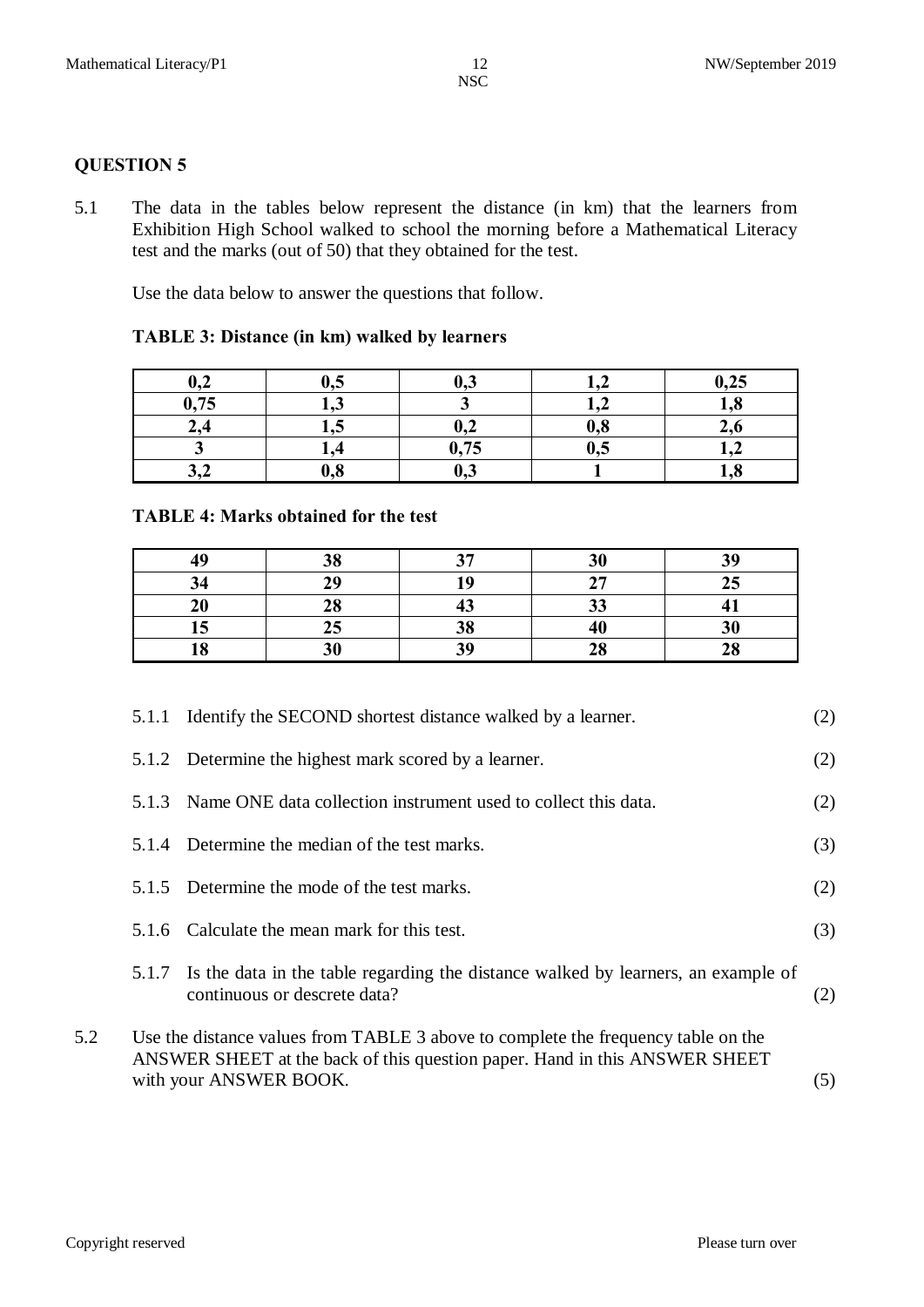## QUESTION 5

5.1 The data in the tables below represent the distance (in km) that the learners from Exhibition High School walked to school the morning before a Mathematical Literacy test and the marks (out of 50) that they obtained for the test.

Use the data below to answer the questions that follow.

**TABLE 3: Distance (in km) walked by learners**

| | | | | |
|---|---|---|---|---|
| **0,2** | **0,5** | **0,3** | **1,2** | **0,25** |
| **0,75** | **1,3** | **3** | **1,2** | **1,8** |
| **2,4** | **1,5** | **0,2** | **0,8** | **2,6** |
| **3** | **1,4** | **0,75** | **0,5** | **1,2** |
| **3,2** | **0,8** | **0,3** | **1** | **1,8** |

**TABLE 4: Marks obtained for the test**

| | | | | |
|---|---|---|---|---|
| **49** | **38** | **37** | **30** | **39** |
| **34** | **29** | **19** | **27** | **25** |
| **20** | **28** | **43** | **33** | **41** |
| **15** | **25** | **38** | **40** | **30** |
| **18** | **30** | **39** | **28** | **28** |

5.1.1 Identify the SECOND shortest distance walked by a learner. (2)

5.1.2 Determine the highest mark scored by a learner. (2)

5.1.3 Name ONE data collection instrument used to collect this data. (2)

5.1.4 Determine the median of the test marks. (3)

5.1.5 Determine the mode of the test marks. (2)

5.1.6 Calculate the mean mark for this test. (3)

5.1.7 Is the data in the table regarding the distance walked by learners, an example of continuous or descrete data? (2)

5.2 Use the distance values from TABLE 3 above to complete the frequency table on the ANSWER SHEET at the back of this question paper. Hand in this ANSWER SHEET with your ANSWER BOOK. (5)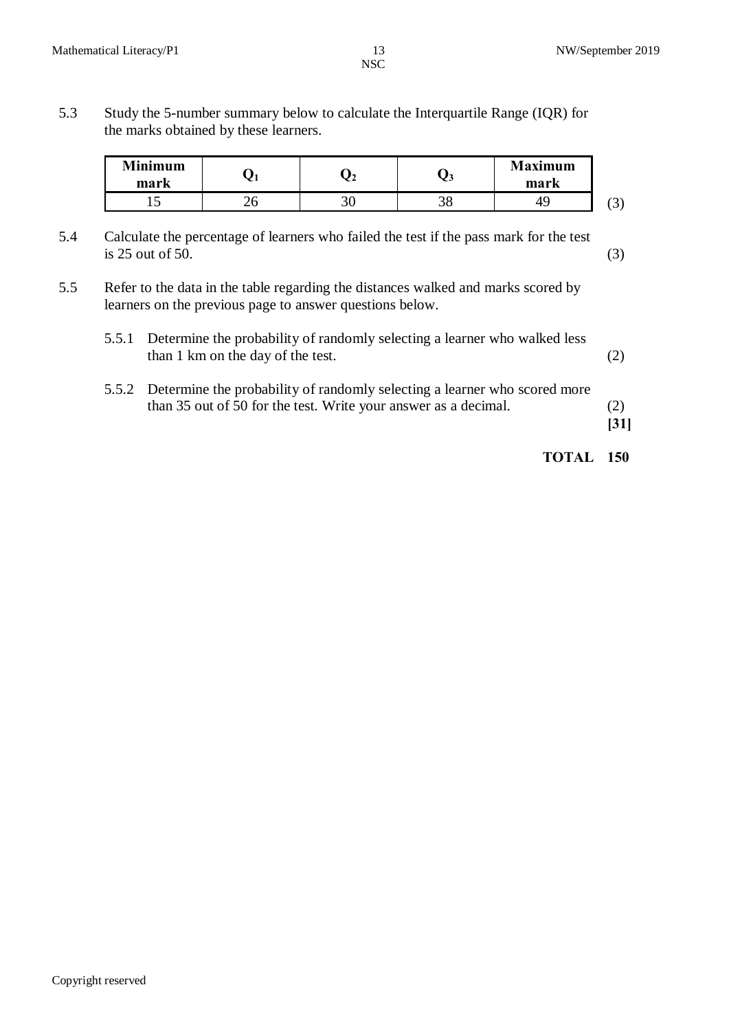5.3 Study the 5-number summary below to calculate the Interquartile Range (IQR) for the marks obtained by these learners.

| Minimum mark | $Q_1$ | $Q_2$ | $Q_3$ | Maximum mark |
|---|---|---|---|---|
| 15 | 26 | 30 | 38 | 49 |

(3)

5.4 Calculate the percentage of learners who failed the test if the pass mark for the test is 25 out of 50. (3)

5.5 Refer to the data in the table regarding the distances walked and marks scored by learners on the previous page to answer questions below.

5.5.1 Determine the probability of randomly selecting a learner who walked less than 1 km on the day of the test. (2)

5.5.2 Determine the probability of randomly selecting a learner who scored more than 35 out of 50 for the test. Write your answer as a decimal. (2)

**[31]**

**TOTAL 150**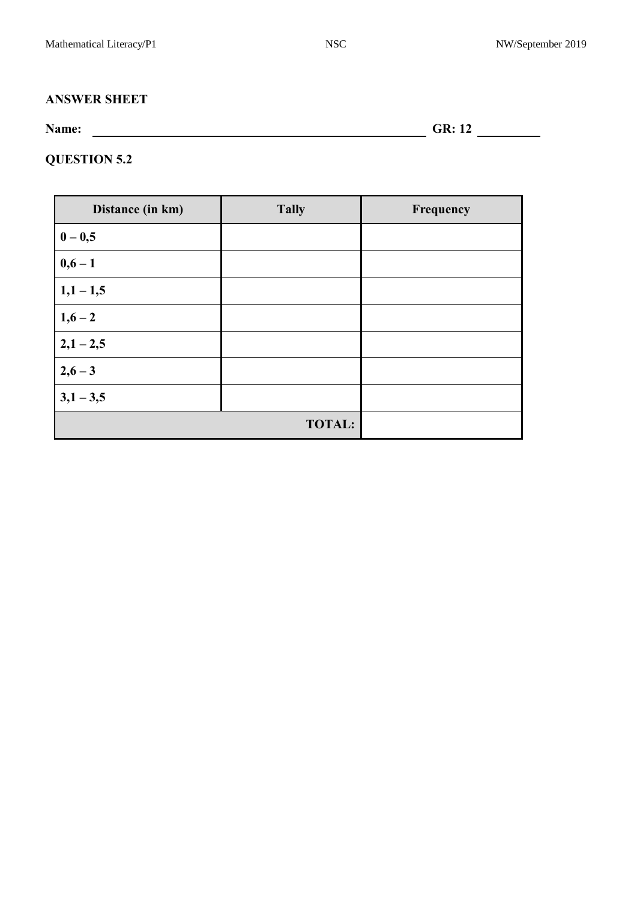**ANSWER SHEET**

**Name:** ______________________________ **GR: 12** __________

**QUESTION 5.2**

| Distance (in km) | Tally | Frequency |
|---|---|---|
| 0 – 0,5 | | |
| 0,6 – 1 | | |
| 1,1 – 1,5 | | |
| 1,6 – 2 | | |
| 2,1 – 2,5 | | |
| 2,6 – 3 | | |
| 3,1 – 3,5 | | |
| | TOTAL: | |